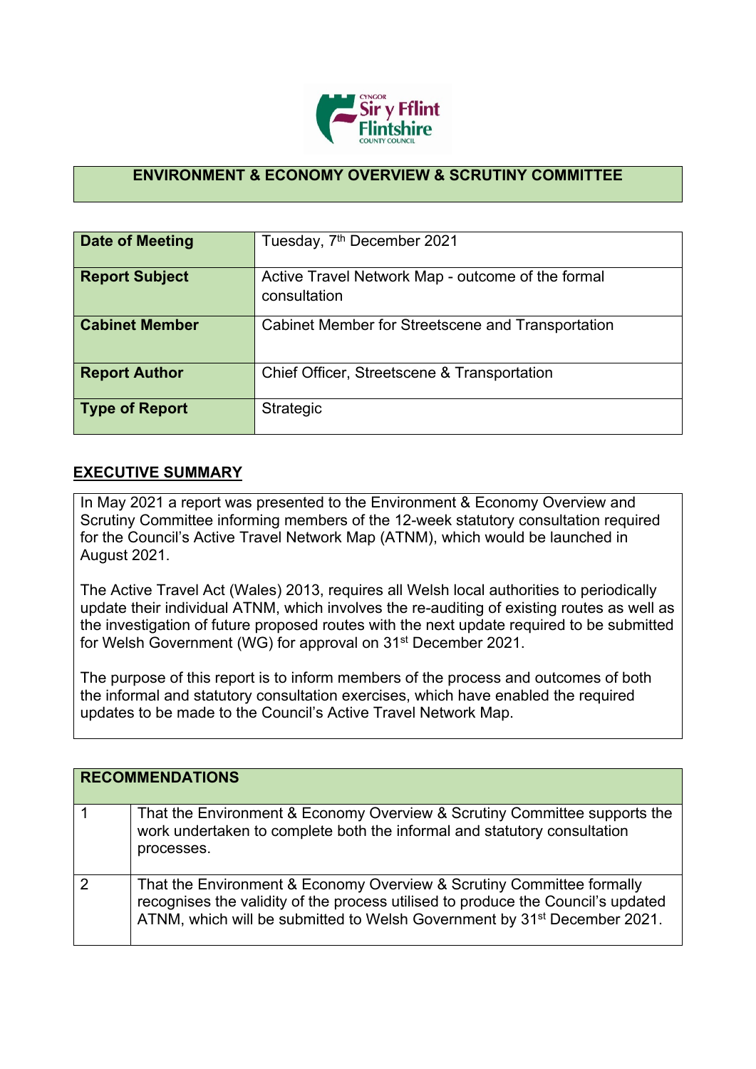## ENVIRONMENT & ECONOMY OVERVIEW & SCRUTINY COMMITTEE

| Date of Meeting | Tuesday, 7th December 2021 |
|---|---|
| Report Subject | Active Travel Network Map - outcome of the formal consultation |
| Cabinet Member | Cabinet Member for Streetscene and Transportation |
| Report Author | Chief Officer, Streetscene & Transportation |
| Type of Report | Strategic |

## EXECUTIVE SUMMARY

In May 2021 a report was presented to the Environment & Economy Overview and Scrutiny Committee informing members of the 12-week statutory consultation required for the Council's Active Travel Network Map (ATNM), which would be launched in August 2021.

The Active Travel Act (Wales) 2013, requires all Welsh local authorities to periodically update their individual ATNM, which involves the re-auditing of existing routes as well as the investigation of future proposed routes with the next update required to be submitted for Welsh Government (WG) for approval on 31st December 2021.

The purpose of this report is to inform members of the process and outcomes of both the informal and statutory consultation exercises, which have enabled the required updates to be made to the Council's Active Travel Network Map.

| RECOMMENDATIONS | |
|---|---|
| 1 | That the Environment & Economy Overview & Scrutiny Committee supports the work undertaken to complete both the informal and statutory consultation processes. |
| 2 | That the Environment & Economy Overview & Scrutiny Committee formally recognises the validity of the process utilised to produce the Council's updated ATNM, which will be submitted to Welsh Government by 31st December 2021. |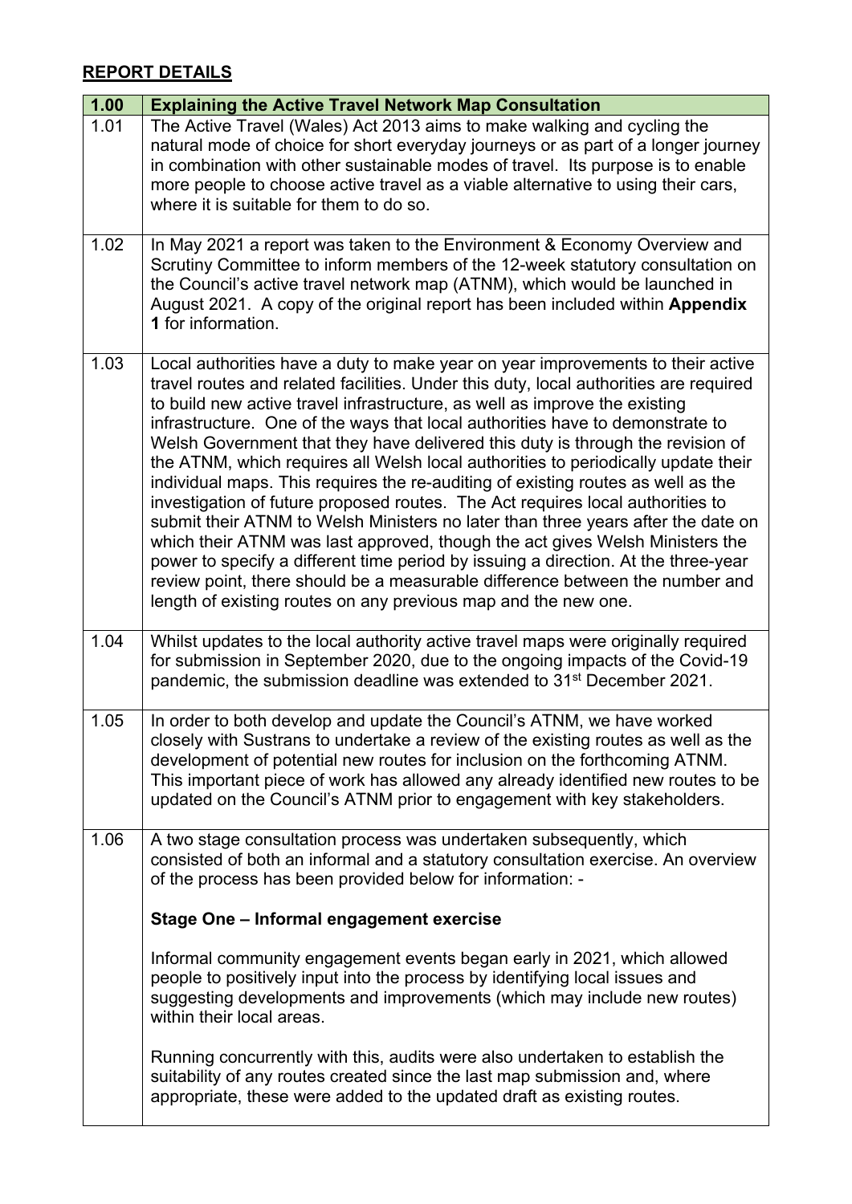## REPORT DETAILS

| 1.00 | Explaining the Active Travel Network Map Consultation |
|---|---|
| 1.01 | The Active Travel (Wales) Act 2013 aims to make walking and cycling the natural mode of choice for short everyday journeys or as part of a longer journey in combination with other sustainable modes of travel. Its purpose is to enable more people to choose active travel as a viable alternative to using their cars, where it is suitable for them to do so. |
| 1.02 | In May 2021 a report was taken to the Environment & Economy Overview and Scrutiny Committee to inform members of the 12-week statutory consultation on the Council's active travel network map (ATNM), which would be launched in August 2021. A copy of the original report has been included within **Appendix 1** for information. |
| 1.03 | Local authorities have a duty to make year on year improvements to their active travel routes and related facilities. Under this duty, local authorities are required to build new active travel infrastructure, as well as improve the existing infrastructure. One of the ways that local authorities have to demonstrate to Welsh Government that they have delivered this duty is through the revision of the ATNM, which requires all Welsh local authorities to periodically update their individual maps. This requires the re-auditing of existing routes as well as the investigation of future proposed routes. The Act requires local authorities to submit their ATNM to Welsh Ministers no later than three years after the date on which their ATNM was last approved, though the act gives Welsh Ministers the power to specify a different time period by issuing a direction. At the three-year review point, there should be a measurable difference between the number and length of existing routes on any previous map and the new one. |
| 1.04 | Whilst updates to the local authority active travel maps were originally required for submission in September 2020, due to the ongoing impacts of the Covid-19 pandemic, the submission deadline was extended to 31st December 2021. |
| 1.05 | In order to both develop and update the Council's ATNM, we have worked closely with Sustrans to undertake a review of the existing routes as well as the development of potential new routes for inclusion on the forthcoming ATNM. This important piece of work has allowed any already identified new routes to be updated on the Council's ATNM prior to engagement with key stakeholders. |
| 1.06 | A two stage consultation process was undertaken subsequently, which consisted of both an informal and a statutory consultation exercise. An overview of the process has been provided below for information: -<br><br>**Stage One – Informal engagement exercise**<br><br>Informal community engagement events began early in 2021, which allowed people to positively input into the process by identifying local issues and suggesting developments and improvements (which may include new routes) within their local areas.<br><br>Running concurrently with this, audits were also undertaken to establish the suitability of any routes created since the last map submission and, where appropriate, these were added to the updated draft as existing routes. |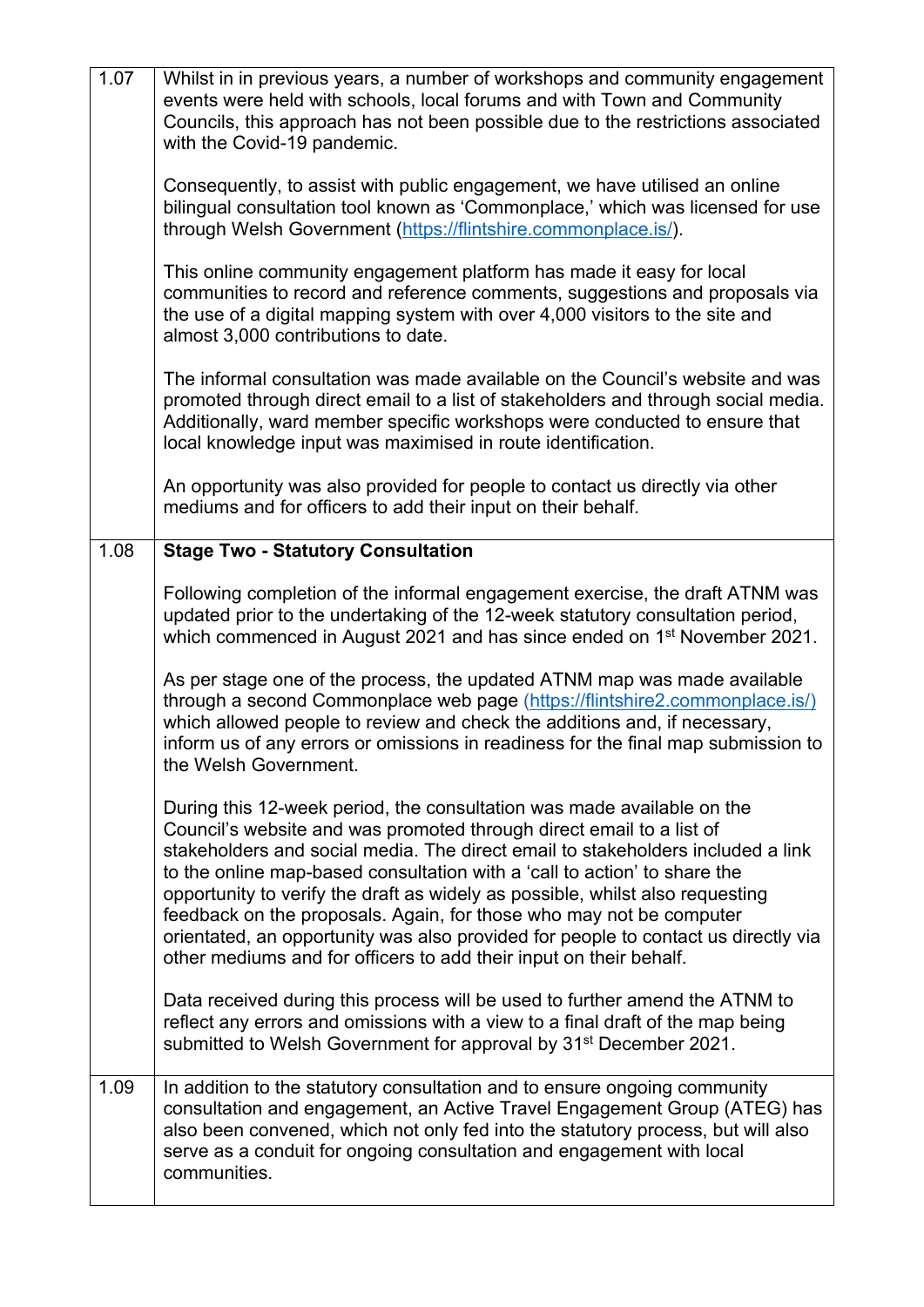| | |
|---|---|
| 1.07 | Whilst in in previous years, a number of workshops and community engagement events were held with schools, local forums and with Town and Community Councils, this approach has not been possible due to the restrictions associated with the Covid-19 pandemic.<br><br>Consequently, to assist with public engagement, we have utilised an online bilingual consultation tool known as 'Commonplace,' which was licensed for use through Welsh Government (https://flintshire.commonplace.is/).<br><br>This online community engagement platform has made it easy for local communities to record and reference comments, suggestions and proposals via the use of a digital mapping system with over 4,000 visitors to the site and almost 3,000 contributions to date.<br><br>The informal consultation was made available on the Council's website and was promoted through direct email to a list of stakeholders and through social media. Additionally, ward member specific workshops were conducted to ensure that local knowledge input was maximised in route identification.<br><br>An opportunity was also provided for people to contact us directly via other mediums and for officers to add their input on their behalf. |
| 1.08 | **Stage Two - Statutory Consultation**<br><br>Following completion of the informal engagement exercise, the draft ATNM was updated prior to the undertaking of the 12-week statutory consultation period, which commenced in August 2021 and has since ended on 1st November 2021.<br><br>As per stage one of the process, the updated ATNM map was made available through a second Commonplace web page (https://flintshire2.commonplace.is/) which allowed people to review and check the additions and, if necessary, inform us of any errors or omissions in readiness for the final map submission to the Welsh Government.<br><br>During this 12-week period, the consultation was made available on the Council's website and was promoted through direct email to a list of stakeholders and social media. The direct email to stakeholders included a link to the online map-based consultation with a 'call to action' to share the opportunity to verify the draft as widely as possible, whilst also requesting feedback on the proposals. Again, for those who may not be computer orientated, an opportunity was also provided for people to contact us directly via other mediums and for officers to add their input on their behalf.<br><br>Data received during this process will be used to further amend the ATNM to reflect any errors and omissions with a view to a final draft of the map being submitted to Welsh Government for approval by 31st December 2021. |
| 1.09 | In addition to the statutory consultation and to ensure ongoing community consultation and engagement, an Active Travel Engagement Group (ATEG) has also been convened, which not only fed into the statutory process, but will also serve as a conduit for ongoing consultation and engagement with local communities. |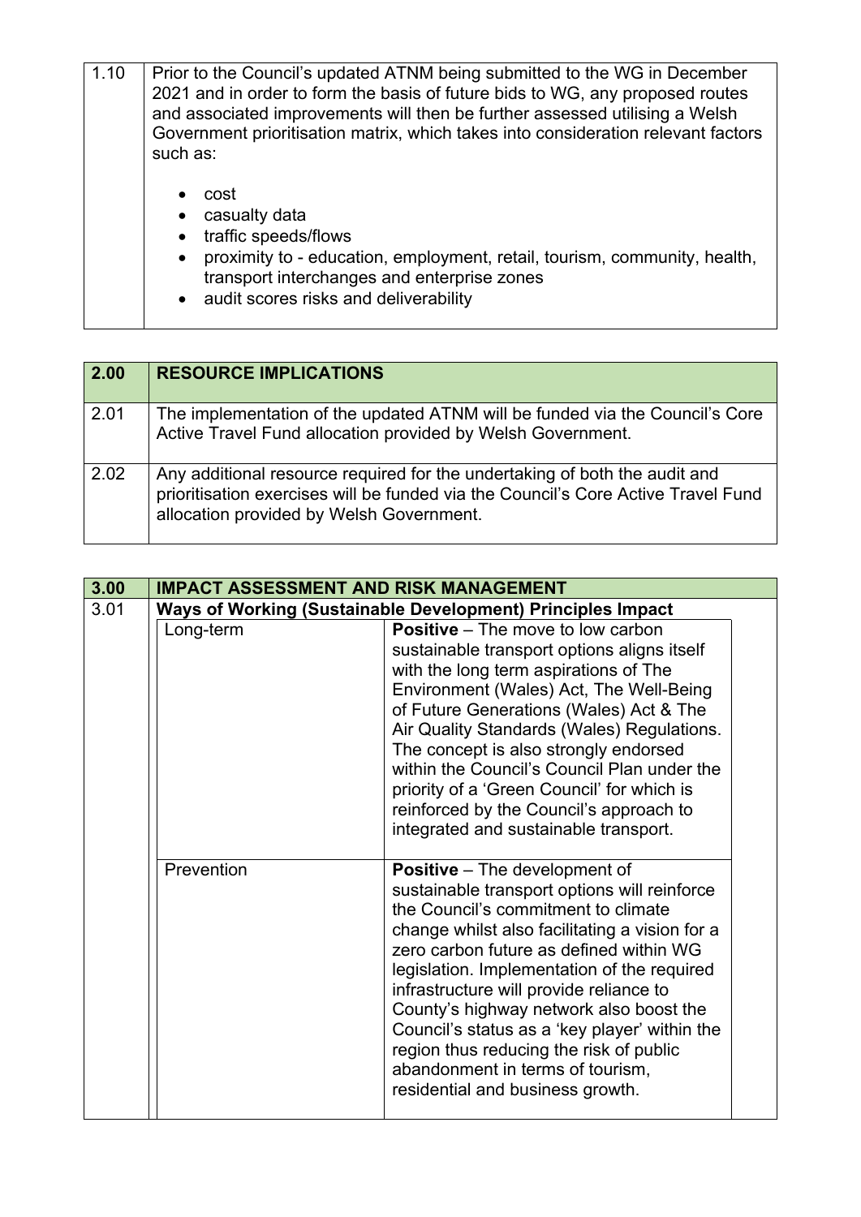| 1.10 | Prior to the Council's updated ATNM being submitted to the WG in December 2021 and in order to form the basis of future bids to WG, any proposed routes and associated improvements will then be further assessed utilising a Welsh Government prioritisation matrix, which takes into consideration relevant factors such as:<br><br>• cost<br>• casualty data<br>• traffic speeds/flows<br>• proximity to - education, employment, retail, tourism, community, health, transport interchanges and enterprise zones<br>• audit scores risks and deliverability |
|---|---|

| 2.00 | RESOURCE IMPLICATIONS |
|---|---|
| 2.01 | The implementation of the updated ATNM will be funded via the Council's Core Active Travel Fund allocation provided by Welsh Government. |
| 2.02 | Any additional resource required for the undertaking of both the audit and prioritisation exercises will be funded via the Council's Core Active Travel Fund allocation provided by Welsh Government. |

| 3.00 | IMPACT ASSESSMENT AND RISK MANAGEMENT | |
|---|---|---|
| 3.01 | **Ways of Working (Sustainable Development) Principles Impact** | |
| | Long-term | **Positive** – The move to low carbon sustainable transport options aligns itself with the long term aspirations of The Environment (Wales) Act, The Well-Being of Future Generations (Wales) Act & The Air Quality Standards (Wales) Regulations. The concept is also strongly endorsed within the Council's Council Plan under the priority of a 'Green Council' for which is reinforced by the Council's approach to integrated and sustainable transport. |
| | Prevention | **Positive** – The development of sustainable transport options will reinforce the Council's commitment to climate change whilst also facilitating a vision for a zero carbon future as defined within WG legislation. Implementation of the required infrastructure will provide reliance to County's highway network also boost the Council's status as a 'key player' within the region thus reducing the risk of public abandonment in terms of tourism, residential and business growth. |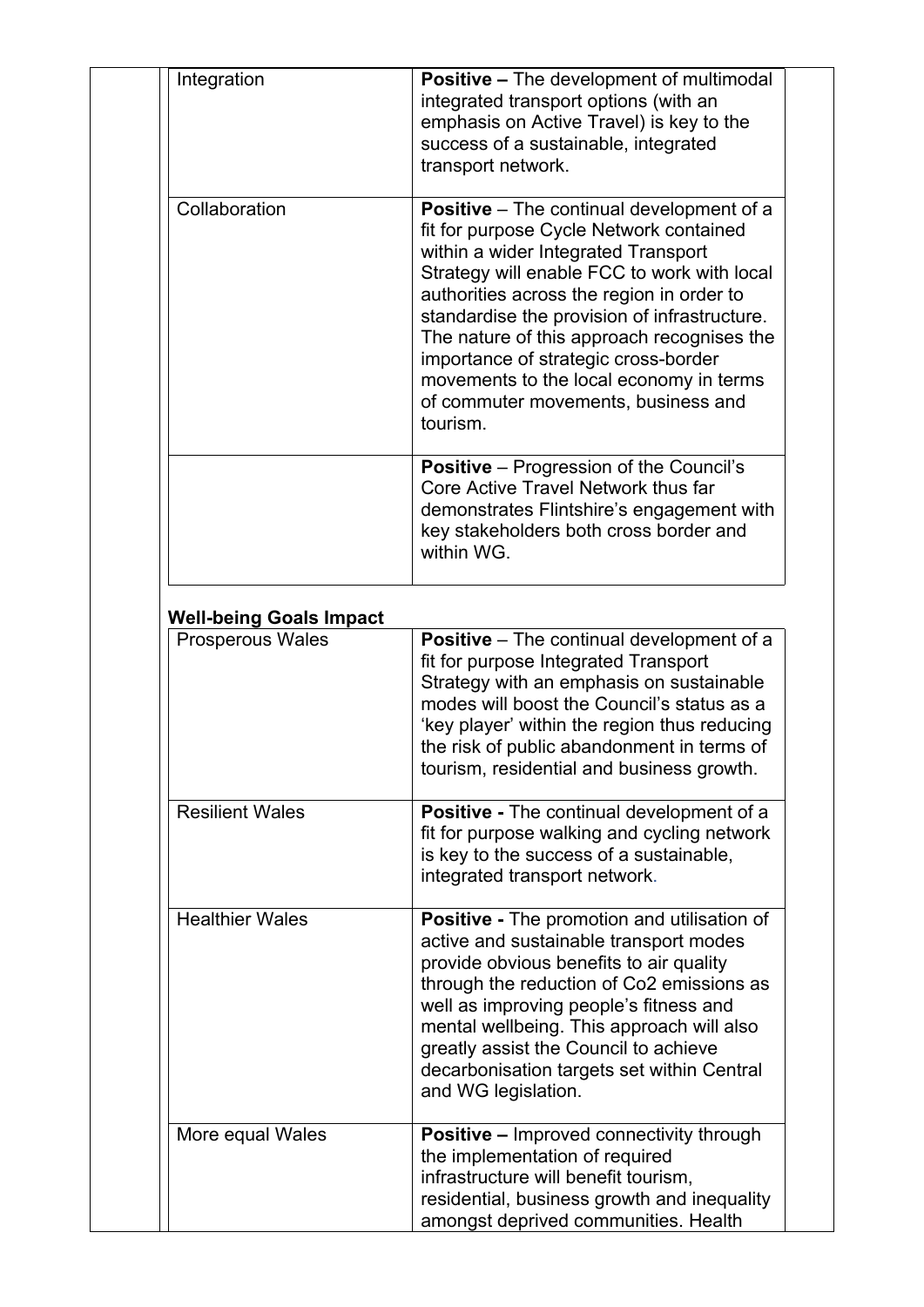| | |
|---|---|
| Integration | **Positive –** The development of multimodal integrated transport options (with an emphasis on Active Travel) is key to the success of a sustainable, integrated transport network. |
| Collaboration | **Positive** – The continual development of a fit for purpose Cycle Network contained within a wider Integrated Transport Strategy will enable FCC to work with local authorities across the region in order to standardise the provision of infrastructure. The nature of this approach recognises the importance of strategic cross-border movements to the local economy in terms of commuter movements, business and tourism. |
| | **Positive** – Progression of the Council's Core Active Travel Network thus far demonstrates Flintshire's engagement with key stakeholders both cross border and within WG. |

**Well-being Goals Impact**

| | |
|---|---|
| Prosperous Wales | **Positive** – The continual development of a fit for purpose Integrated Transport Strategy with an emphasis on sustainable modes will boost the Council's status as a 'key player' within the region thus reducing the risk of public abandonment in terms of tourism, residential and business growth. |
| Resilient Wales | **Positive -** The continual development of a fit for purpose walking and cycling network is key to the success of a sustainable, integrated transport network. |
| Healthier Wales | **Positive -** The promotion and utilisation of active and sustainable transport modes provide obvious benefits to air quality through the reduction of Co2 emissions as well as improving people's fitness and mental wellbeing. This approach will also greatly assist the Council to achieve decarbonisation targets set within Central and WG legislation. |
| More equal Wales | **Positive –** Improved connectivity through the implementation of required infrastructure will benefit tourism, residential, business growth and inequality amongst deprived communities. Health |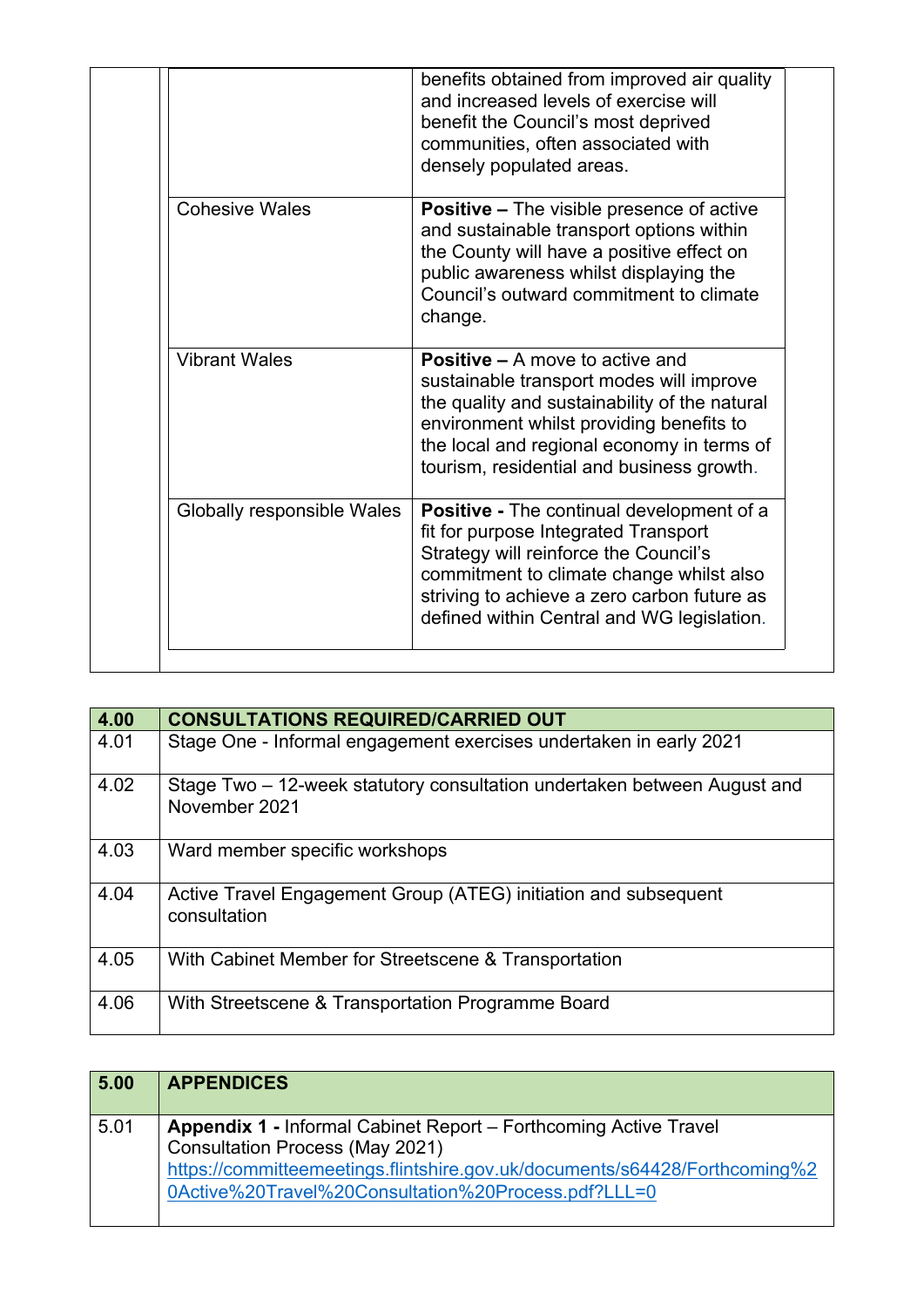| | |
|---|---|
| | benefits obtained from improved air quality and increased levels of exercise will benefit the Council's most deprived communities, often associated with densely populated areas. |
| Cohesive Wales | **Positive –** The visible presence of active and sustainable transport options within the County will have a positive effect on public awareness whilst displaying the Council's outward commitment to climate change. |
| Vibrant Wales | **Positive –** A move to active and sustainable transport modes will improve the quality and sustainability of the natural environment whilst providing benefits to the local and regional economy in terms of tourism, residential and business growth. |
| Globally responsible Wales | **Positive -** The continual development of a fit for purpose Integrated Transport Strategy will reinforce the Council's commitment to climate change whilst also striving to achieve a zero carbon future as defined within Central and WG legislation. |

| 4.00 | CONSULTATIONS REQUIRED/CARRIED OUT |
|---|---|
| 4.01 | Stage One - Informal engagement exercises undertaken in early 2021 |
| 4.02 | Stage Two – 12-week statutory consultation undertaken between August and November 2021 |
| 4.03 | Ward member specific workshops |
| 4.04 | Active Travel Engagement Group (ATEG) initiation and subsequent consultation |
| 4.05 | With Cabinet Member for Streetscene & Transportation |
| 4.06 | With Streetscene & Transportation Programme Board |

| 5.00 | APPENDICES |
|---|---|
| 5.01 | **Appendix 1 -** Informal Cabinet Report – Forthcoming Active Travel Consultation Process (May 2021) [https://committeemeetings.flintshire.gov.uk/documents/s64428/Forthcoming%20Active%20Travel%20Consultation%20Process.pdf?LLL=0](https://committeemeetings.flintshire.gov.uk/documents/s64428/Forthcoming%20Active%20Travel%20Consultation%20Process.pdf?LLL=0) |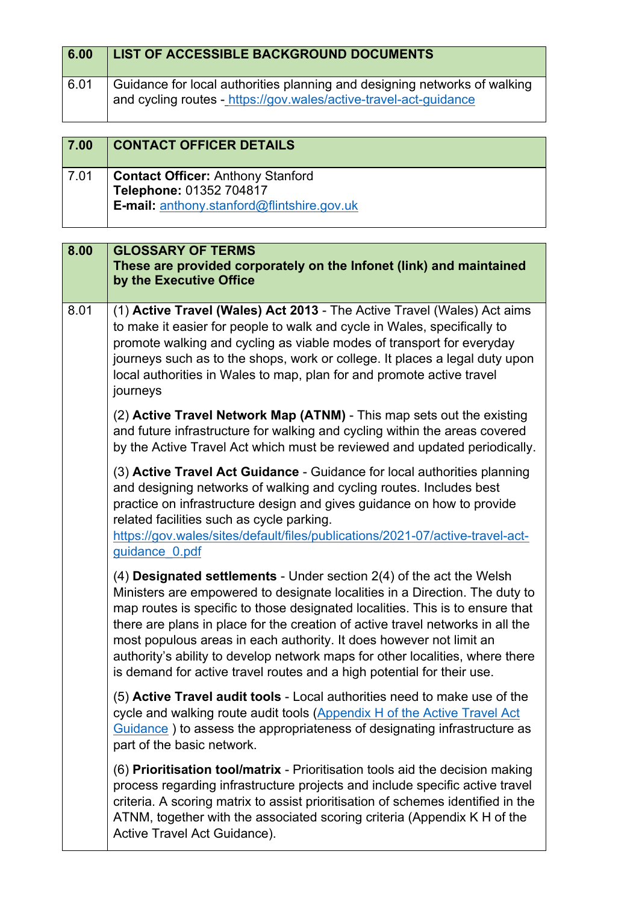| 6.00 | LIST OF ACCESSIBLE BACKGROUND DOCUMENTS |
|---|---|
| 6.01 | Guidance for local authorities planning and designing networks of walking and cycling routes - [https://gov.wales/active-travel-act-guidance](https://gov.wales/active-travel-act-guidance) |

| 7.00 | CONTACT OFFICER DETAILS |
|---|---|
| 7.01 | **Contact Officer:** Anthony Stanford<br>**Telephone:** 01352 704817<br>**E-mail:** [anthony.stanford@flintshire.gov.uk](mailto:anthony.stanford@flintshire.gov.uk) |

| 8.00 | **GLOSSARY OF TERMS**<br>**These are provided corporately on the Infonet (link) and maintained by the Executive Office** |
|---|---|
| 8.01 | (1) **Active Travel (Wales) Act 2013** - The Active Travel (Wales) Act aims to make it easier for people to walk and cycle in Wales, specifically to promote walking and cycling as viable modes of transport for everyday journeys such as to the shops, work or college. It places a legal duty upon local authorities in Wales to map, plan for and promote active travel journeys<br><br>(2) **Active Travel Network Map (ATNM)** - This map sets out the existing and future infrastructure for walking and cycling within the areas covered by the Active Travel Act which must be reviewed and updated periodically.<br><br>(3) **Active Travel Act Guidance** - Guidance for local authorities planning and designing networks of walking and cycling routes. Includes best practice on infrastructure design and gives guidance on how to provide related facilities such as cycle parking. [https://gov.wales/sites/default/files/publications/2021-07/active-travel-act-guidance_0.pdf](https://gov.wales/sites/default/files/publications/2021-07/active-travel-act-guidance_0.pdf)<br><br>(4) **Designated settlements** - Under section 2(4) of the act the Welsh Ministers are empowered to designate localities in a Direction. The duty to map routes is specific to those designated localities. This is to ensure that there are plans in place for the creation of active travel networks in all the most populous areas in each authority. It does however not limit an authority's ability to develop network maps for other localities, where there is demand for active travel routes and a high potential for their use.<br><br>(5) **Active Travel audit tools** - Local authorities need to make use of the cycle and walking route audit tools (Appendix H of the Active Travel Act Guidance ) to assess the appropriateness of designating infrastructure as part of the basic network.<br><br>(6) **Prioritisation tool/matrix** - Prioritisation tools aid the decision making process regarding infrastructure projects and include specific active travel criteria. A scoring matrix to assist prioritisation of schemes identified in the ATNM, together with the associated scoring criteria (Appendix K H of the Active Travel Act Guidance). |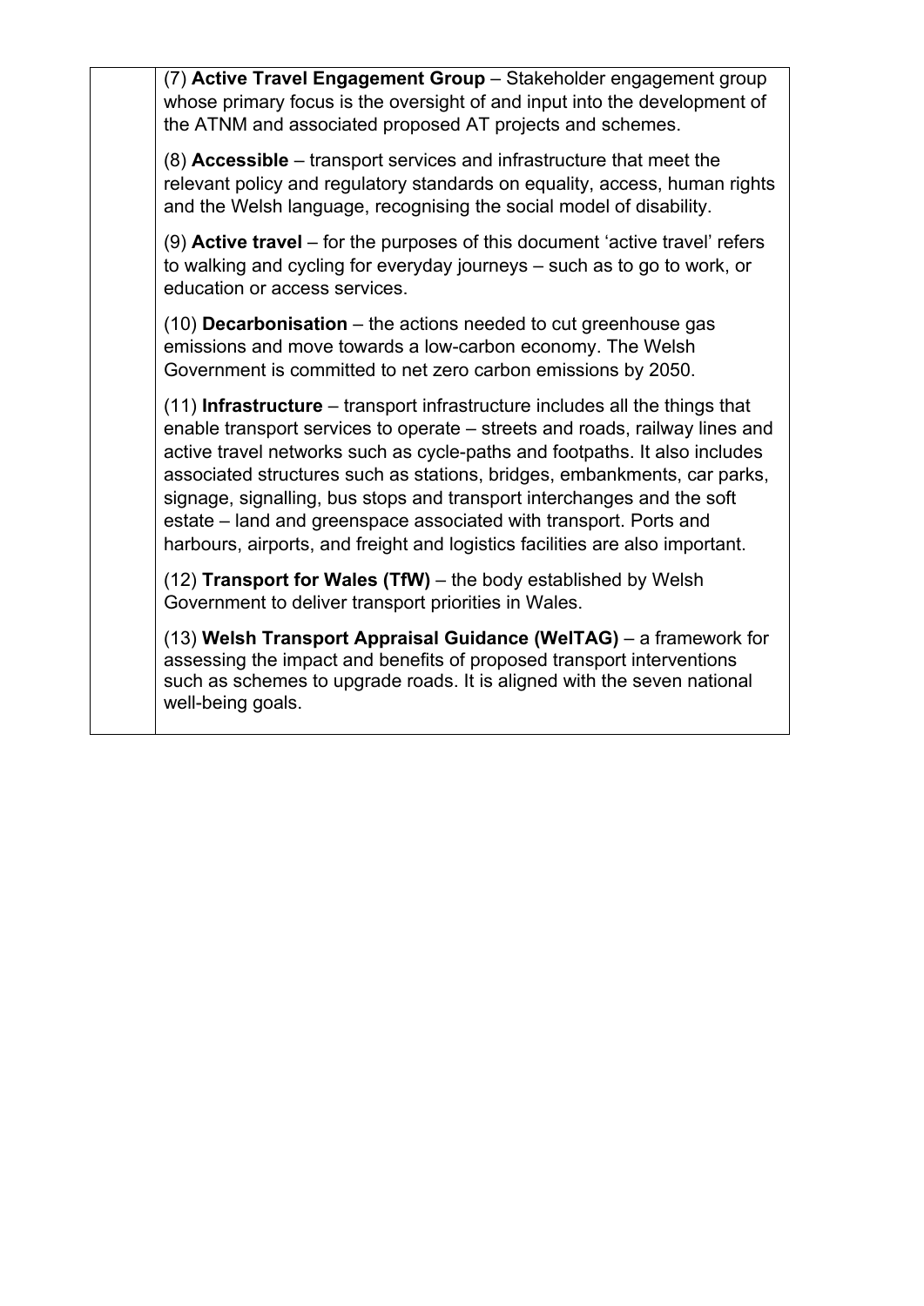| | |
|---|---|
| | (7) **Active Travel Engagement Group** – Stakeholder engagement group whose primary focus is the oversight of and input into the development of the ATNM and associated proposed AT projects and schemes.<br><br>(8) **Accessible** – transport services and infrastructure that meet the relevant policy and regulatory standards on equality, access, human rights and the Welsh language, recognising the social model of disability.<br><br>(9) **Active travel** – for the purposes of this document 'active travel' refers to walking and cycling for everyday journeys – such as to go to work, or education or access services.<br><br>(10) **Decarbonisation** – the actions needed to cut greenhouse gas emissions and move towards a low-carbon economy. The Welsh Government is committed to net zero carbon emissions by 2050.<br><br>(11) **Infrastructure** – transport infrastructure includes all the things that enable transport services to operate – streets and roads, railway lines and active travel networks such as cycle-paths and footpaths. It also includes associated structures such as stations, bridges, embankments, car parks, signage, signalling, bus stops and transport interchanges and the soft estate – land and greenspace associated with transport. Ports and harbours, airports, and freight and logistics facilities are also important.<br><br>(12) **Transport for Wales (TfW)** – the body established by Welsh Government to deliver transport priorities in Wales.<br><br>(13) **Welsh Transport Appraisal Guidance (WelTAG)** – a framework for assessing the impact and benefits of proposed transport interventions such as schemes to upgrade roads. It is aligned with the seven national well-being goals. |